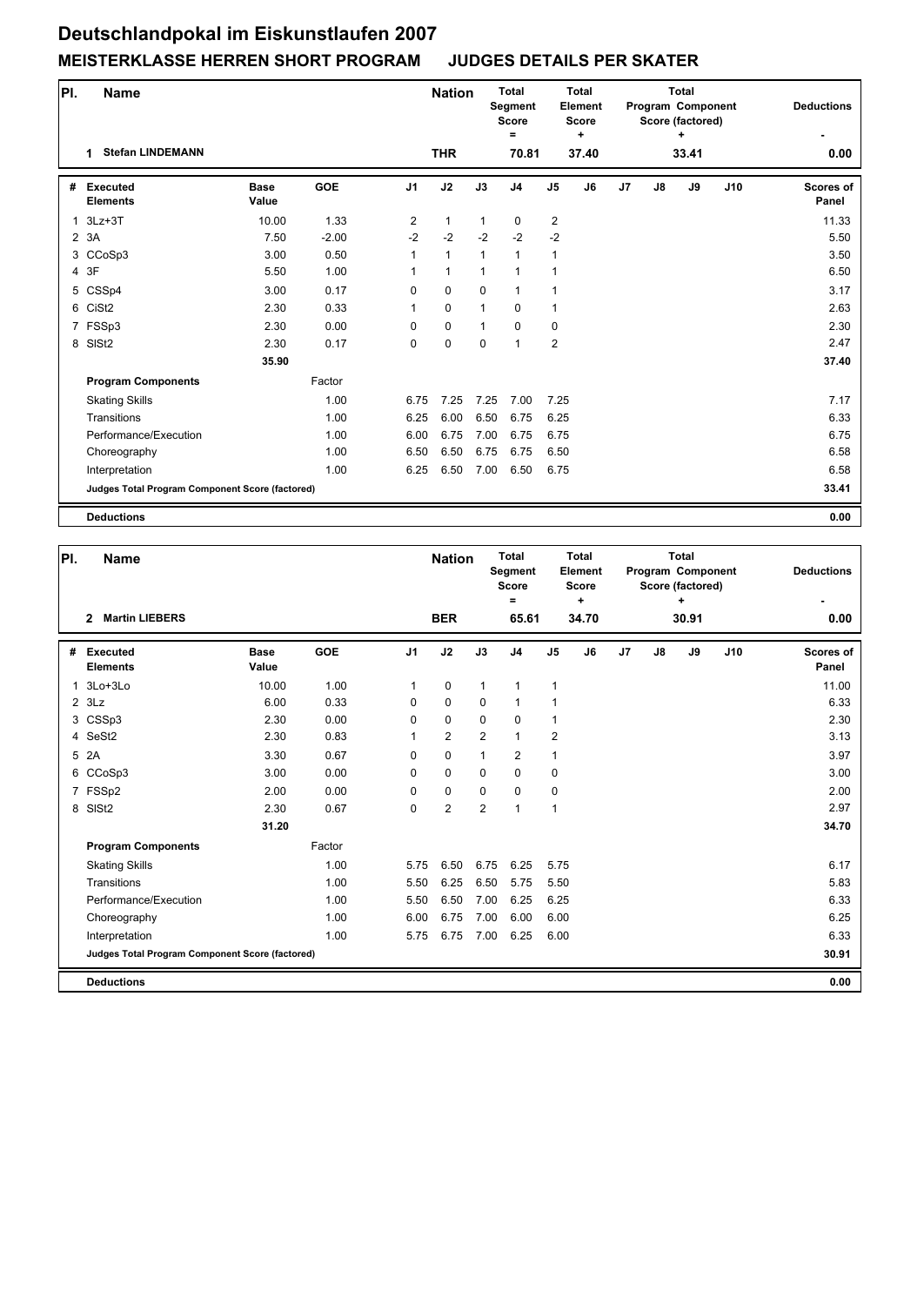# Deutschlandpokal im Eiskunstlaufen 2007

## MEISTERKLASSE HERREN SHORT PROGRAM JUDGES DETAILS PER SKATER

| Pl. | Name | Nation | Total Segment Score = | Total Element Score + | Total Program Component Score (factored) + | Deductions - |
|---|---|---|---|---|---|---|
| 1 | Stefan LINDEMANN | THR | 70.81 | 37.40 | 33.41 | 0.00 |

| # | Executed Elements | Base Value | GOE | J1 | J2 | J3 | J4 | J5 | J6 | J7 | J8 | J9 | J10 | Scores of Panel |
|---|---|---|---|---|---|---|---|---|---|---|---|---|---|---|
| 1 | 3Lz+3T | 10.00 | 1.33 | 2 | 1 | 1 | 0 | 2 | | | | | | 11.33 |
| 2 | 3A | 7.50 | -2.00 | -2 | -2 | -2 | -2 | -2 | | | | | | 5.50 |
| 3 | CCoSp3 | 3.00 | 0.50 | 1 | 1 | 1 | 1 | 1 | | | | | | 3.50 |
| 4 | 3F | 5.50 | 1.00 | 1 | 1 | 1 | 1 | 1 | | | | | | 6.50 |
| 5 | CSSp4 | 3.00 | 0.17 | 0 | 0 | 0 | 1 | 1 | | | | | | 3.17 |
| 6 | CiSt2 | 2.30 | 0.33 | 1 | 0 | 1 | 0 | 1 | | | | | | 2.63 |
| 7 | FSSp3 | 2.30 | 0.00 | 0 | 0 | 1 | 0 | 0 | | | | | | 2.30 |
| 8 | SlSt2 | 2.30 | 0.17 | 0 | 0 | 0 | 1 | 2 | | | | | | 2.47 |
| | | 35.90 | | | | | | | | | | | | 37.40 |
| | **Program Components** | | Factor | | | | | | | | | | | |
| | Skating Skills | | 1.00 | 6.75 | 7.25 | 7.25 | 7.00 | 7.25 | | | | | | 7.17 |
| | Transitions | | 1.00 | 6.25 | 6.00 | 6.50 | 6.75 | 6.25 | | | | | | 6.33 |
| | Performance/Execution | | 1.00 | 6.00 | 6.75 | 7.00 | 6.75 | 6.75 | | | | | | 6.75 |
| | Choreography | | 1.00 | 6.50 | 6.50 | 6.75 | 6.75 | 6.50 | | | | | | 6.58 |
| | Interpretation | | 1.00 | 6.25 | 6.50 | 7.00 | 6.50 | 6.75 | | | | | | 6.58 |
| | **Judges Total Program Component Score (factored)** | | | | | | | | | | | | | 33.41 |
| | **Deductions** | | | | | | | | | | | | | 0.00 |

| Pl. | Name | Nation | Total Segment Score = | Total Element Score + | Total Program Component Score (factored) + | Deductions - |
|---|---|---|---|---|---|---|
| 2 | Martin LIEBERS | BER | 65.61 | 34.70 | 30.91 | 0.00 |

| # | Executed Elements | Base Value | GOE | J1 | J2 | J3 | J4 | J5 | J6 | J7 | J8 | J9 | J10 | Scores of Panel |
|---|---|---|---|---|---|---|---|---|---|---|---|---|---|---|
| 1 | 3Lo+3Lo | 10.00 | 1.00 | 1 | 0 | 1 | 1 | 1 | | | | | | 11.00 |
| 2 | 3Lz | 6.00 | 0.33 | 0 | 0 | 0 | 1 | 1 | | | | | | 6.33 |
| 3 | CSSp3 | 2.30 | 0.00 | 0 | 0 | 0 | 0 | 1 | | | | | | 2.30 |
| 4 | SeSt2 | 2.30 | 0.83 | 1 | 2 | 2 | 1 | 2 | | | | | | 3.13 |
| 5 | 2A | 3.30 | 0.67 | 0 | 0 | 1 | 2 | 1 | | | | | | 3.97 |
| 6 | CCoSp3 | 3.00 | 0.00 | 0 | 0 | 0 | 0 | 0 | | | | | | 3.00 |
| 7 | FSSp2 | 2.00 | 0.00 | 0 | 0 | 0 | 0 | 0 | | | | | | 2.00 |
| 8 | SlSt2 | 2.30 | 0.67 | 0 | 2 | 2 | 1 | 1 | | | | | | 2.97 |
| | | 31.20 | | | | | | | | | | | | 34.70 |
| | **Program Components** | | Factor | | | | | | | | | | | |
| | Skating Skills | | 1.00 | 5.75 | 6.50 | 6.75 | 6.25 | 5.75 | | | | | | 6.17 |
| | Transitions | | 1.00 | 5.50 | 6.25 | 6.50 | 5.75 | 5.50 | | | | | | 5.83 |
| | Performance/Execution | | 1.00 | 5.50 | 6.50 | 7.00 | 6.25 | 6.25 | | | | | | 6.33 |
| | Choreography | | 1.00 | 6.00 | 6.75 | 7.00 | 6.00 | 6.00 | | | | | | 6.25 |
| | Interpretation | | 1.00 | 5.75 | 6.75 | 7.00 | 6.25 | 6.00 | | | | | | 6.33 |
| | **Judges Total Program Component Score (factored)** | | | | | | | | | | | | | 30.91 |
| | **Deductions** | | | | | | | | | | | | | 0.00 |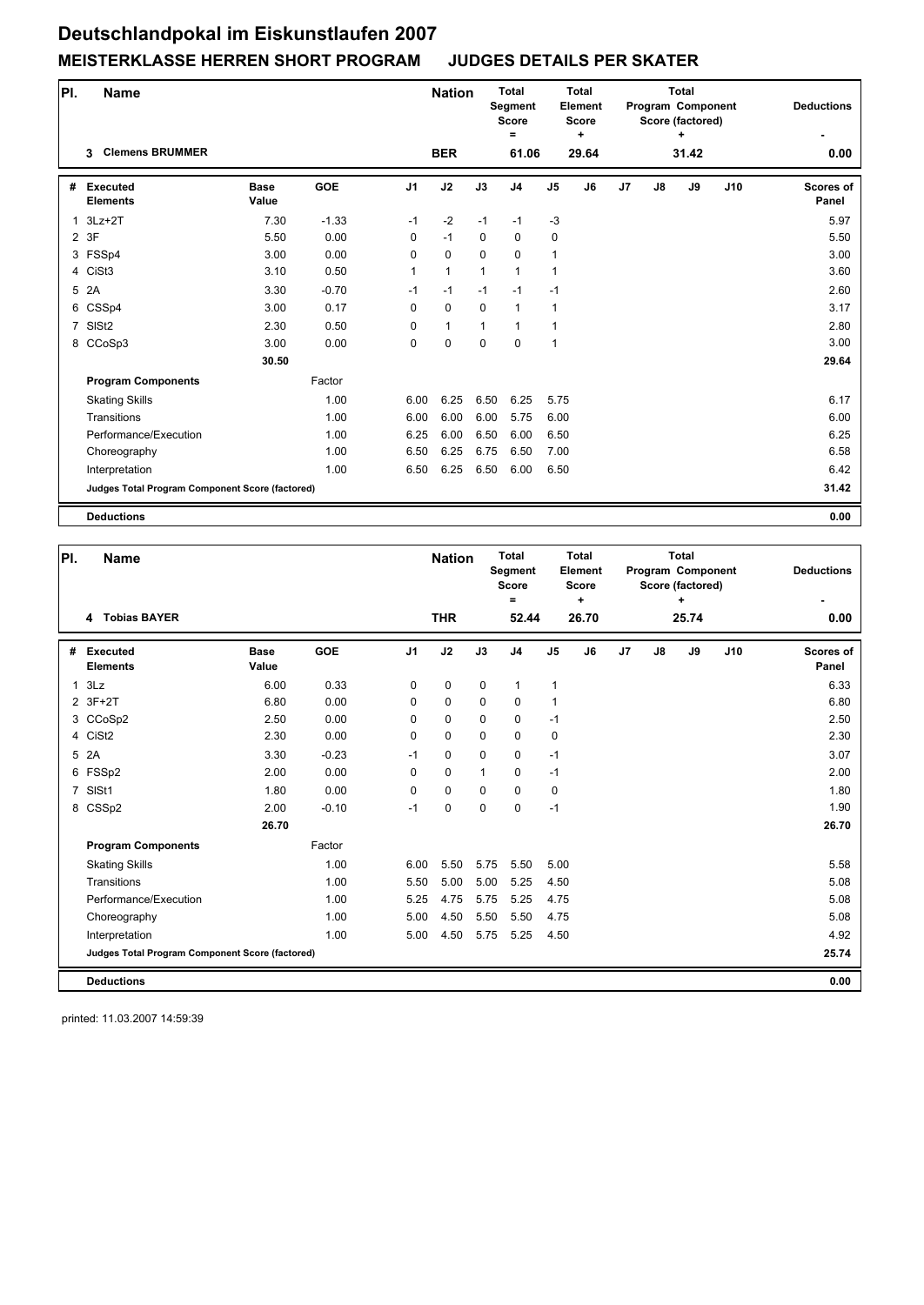# Deutschlandpokal im Eiskunstlaufen 2007

## MEISTERKLASSE HERREN SHORT PROGRAM JUDGES DETAILS PER SKATER

| Pl. | Name | Nation | Total Segment Score = | Total Element Score + | Total Program Component Score (factored) + | Deductions - |
|---|---|---|---|---|---|---|
| 3 | Clemens BRUMMER | BER | 61.06 | 29.64 | 31.42 | 0.00 |

| # | Executed Elements | Base Value | GOE | J1 | J2 | J3 | J4 | J5 | J6 | J7 | J8 | J9 | J10 | Scores of Panel |
|---|---|---|---|---|---|---|---|---|---|---|---|---|---|---|
| 1 | 3Lz+2T | 7.30 | -1.33 | -1 | -2 | -1 | -1 | -3 | | | | | | 5.97 |
| 2 | 3F | 5.50 | 0.00 | 0 | -1 | 0 | 0 | 0 | | | | | | 5.50 |
| 3 | FSSp4 | 3.00 | 0.00 | 0 | 0 | 0 | 0 | 1 | | | | | | 3.00 |
| 4 | CiSt3 | 3.10 | 0.50 | 1 | 1 | 1 | 1 | 1 | | | | | | 3.60 |
| 5 | 2A | 3.30 | -0.70 | -1 | -1 | -1 | -1 | -1 | | | | | | 2.60 |
| 6 | CSSp4 | 3.00 | 0.17 | 0 | 0 | 0 | 1 | 1 | | | | | | 3.17 |
| 7 | SlSt2 | 2.30 | 0.50 | 0 | 1 | 1 | 1 | 1 | | | | | | 2.80 |
| 8 | CCoSp3 | 3.00 | 0.00 | 0 | 0 | 0 | 0 | 1 | | | | | | 3.00 |
| | | 30.50 | | | | | | | | | | | | 29.64 |
| | **Program Components** | | Factor | | | | | | | | | | | |
| | Skating Skills | | 1.00 | 6.00 | 6.25 | 6.50 | 6.25 | 5.75 | | | | | | 6.17 |
| | Transitions | | 1.00 | 6.00 | 6.00 | 6.00 | 5.75 | 6.00 | | | | | | 6.00 |
| | Performance/Execution | | 1.00 | 6.25 | 6.00 | 6.50 | 6.00 | 6.50 | | | | | | 6.25 |
| | Choreography | | 1.00 | 6.50 | 6.25 | 6.75 | 6.50 | 7.00 | | | | | | 6.58 |
| | Interpretation | | 1.00 | 6.50 | 6.25 | 6.50 | 6.00 | 6.50 | | | | | | 6.42 |
| | **Judges Total Program Component Score (factored)** | | | | | | | | | | | | | 31.42 |
| | **Deductions** | | | | | | | | | | | | | 0.00 |

| Pl. | Name | Nation | Total Segment Score = | Total Element Score + | Total Program Component Score (factored) + | Deductions - |
|---|---|---|---|---|---|---|
| 4 | Tobias BAYER | THR | 52.44 | 26.70 | 25.74 | 0.00 |

| # | Executed Elements | Base Value | GOE | J1 | J2 | J3 | J4 | J5 | J6 | J7 | J8 | J9 | J10 | Scores of Panel |
|---|---|---|---|---|---|---|---|---|---|---|---|---|---|---|
| 1 | 3Lz | 6.00 | 0.33 | 0 | 0 | 0 | 1 | 1 | | | | | | 6.33 |
| 2 | 3F+2T | 6.80 | 0.00 | 0 | 0 | 0 | 0 | 1 | | | | | | 6.80 |
| 3 | CCoSp2 | 2.50 | 0.00 | 0 | 0 | 0 | 0 | -1 | | | | | | 2.50 |
| 4 | CiSt2 | 2.30 | 0.00 | 0 | 0 | 0 | 0 | 0 | | | | | | 2.30 |
| 5 | 2A | 3.30 | -0.23 | -1 | 0 | 0 | 0 | -1 | | | | | | 3.07 |
| 6 | FSSp2 | 2.00 | 0.00 | 0 | 0 | 1 | 0 | -1 | | | | | | 2.00 |
| 7 | SlSt1 | 1.80 | 0.00 | 0 | 0 | 0 | 0 | 0 | | | | | | 1.80 |
| 8 | CSSp2 | 2.00 | -0.10 | -1 | 0 | 0 | 0 | -1 | | | | | | 1.90 |
| | | 26.70 | | | | | | | | | | | | 26.70 |
| | **Program Components** | | Factor | | | | | | | | | | | |
| | Skating Skills | | 1.00 | 6.00 | 5.50 | 5.75 | 5.50 | 5.00 | | | | | | 5.58 |
| | Transitions | | 1.00 | 5.50 | 5.00 | 5.00 | 5.25 | 4.50 | | | | | | 5.08 |
| | Performance/Execution | | 1.00 | 5.25 | 4.75 | 5.75 | 5.25 | 4.75 | | | | | | 5.08 |
| | Choreography | | 1.00 | 5.00 | 4.50 | 5.50 | 5.50 | 4.75 | | | | | | 5.08 |
| | Interpretation | | 1.00 | 5.00 | 4.50 | 5.75 | 5.25 | 4.50 | | | | | | 4.92 |
| | **Judges Total Program Component Score (factored)** | | | | | | | | | | | | | 25.74 |
| | **Deductions** | | | | | | | | | | | | | 0.00 |

printed: 11.03.2007 14:59:39